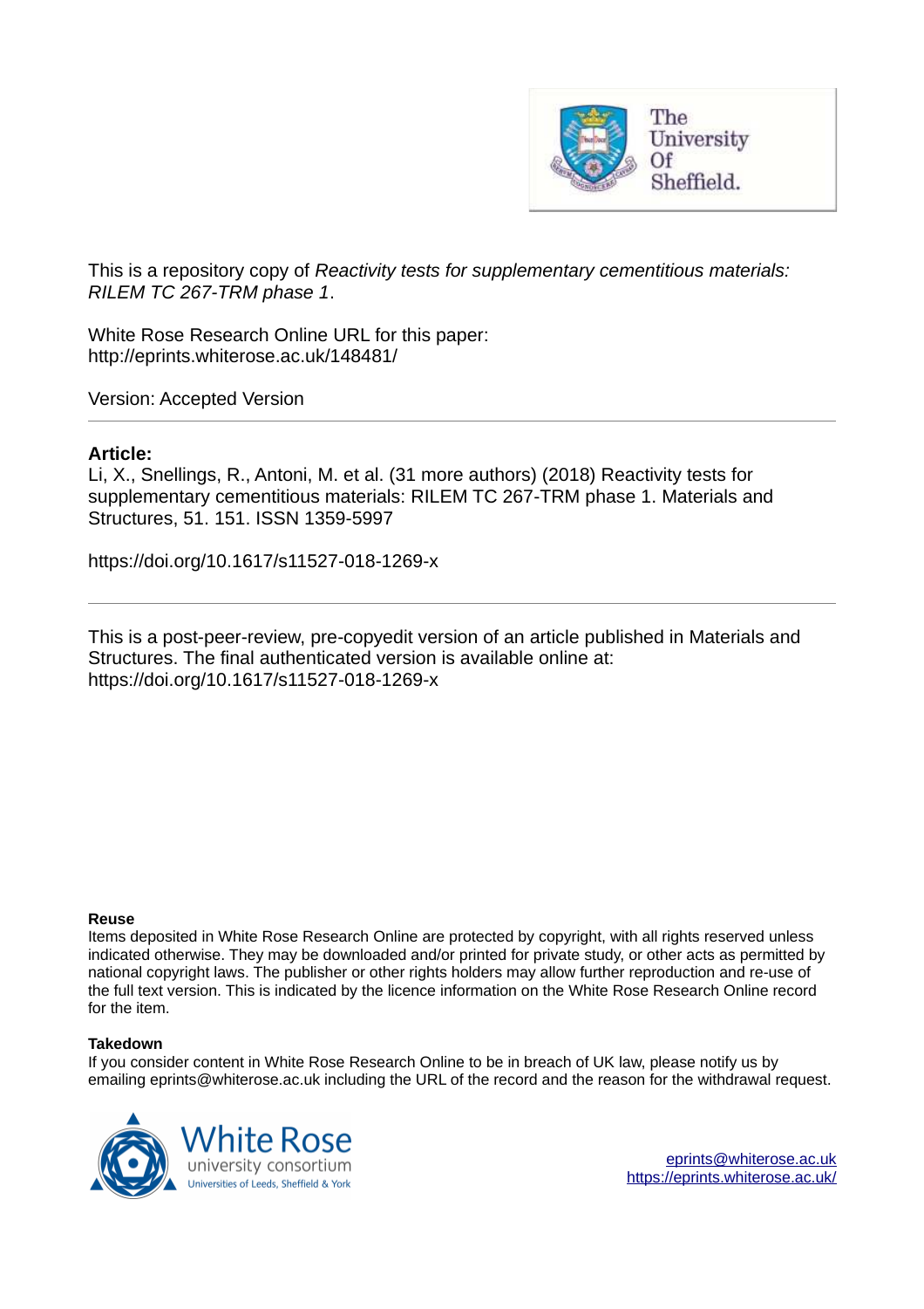This is a repository copy of *Reactivity tests for supplementary cementitious materials: RILEM TC 267-TRM phase 1*.

White Rose Research Online URL for this paper:
http://eprints.whiterose.ac.uk/148481/

Version: Accepted Version

---

**Article:**

Li, X., Snellings, R., Antoni, M. et al. (31 more authors) (2018) Reactivity tests for supplementary cementitious materials: RILEM TC 267-TRM phase 1. Materials and Structures, 51. 151. ISSN 1359-5997

https://doi.org/10.1617/s11527-018-1269-x

---

This is a post-peer-review, pre-copyedit version of an article published in Materials and Structures. The final authenticated version is available online at: https://doi.org/10.1617/s11527-018-1269-x

**Reuse**

Items deposited in White Rose Research Online are protected by copyright, with all rights reserved unless indicated otherwise. They may be downloaded and/or printed for private study, or other acts as permitted by national copyright laws. The publisher or other rights holders may allow further reproduction and re-use of the full text version. This is indicated by the licence information on the White Rose Research Online record for the item.

**Takedown**

If you consider content in White Rose Research Online to be in breach of UK law, please notify us by emailing eprints@whiterose.ac.uk including the URL of the record and the reason for the withdrawal request.

eprints@whiterose.ac.uk
https://eprints.whiterose.ac.uk/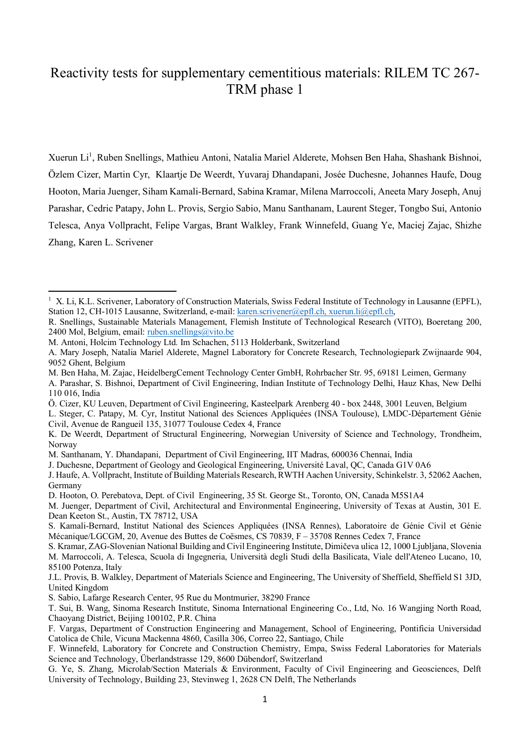# Reactivity tests for supplementary cementitious materials: RILEM TC 267-TRM phase 1

Xuerun Li[1], Ruben Snellings, Mathieu Antoni, Natalia Mariel Alderete, Mohsen Ben Haha, Shashank Bishnoi, Özlem Cizer, Martin Cyr, Klaartje De Weerdt, Yuvaraj Dhandapani, Josée Duchesne, Johannes Haufe, Doug Hooton, Maria Juenger, Siham Kamali-Bernard, Sabina Kramar, Milena Marroccoli, Aneeta Mary Joseph, Anuj Parashar, Cedric Patapy, John L. Provis, Sergio Sabio, Manu Santhanam, Laurent Steger, Tongbo Sui, Antonio Telesca, Anya Vollpracht, Felipe Vargas, Brant Walkley, Frank Winnefeld, Guang Ye, Maciej Zajac, Shizhe Zhang, Karen L. Scrivener

---

[1] X. Li, K.L. Scrivener, Laboratory of Construction Materials, Swiss Federal Institute of Technology in Lausanne (EPFL), Station 12, CH-1015 Lausanne, Switzerland, e-mail: karen.scrivener@epfl.ch, xuerun.li@epfl.ch,

R. Snellings, Sustainable Materials Management, Flemish Institute of Technological Research (VITO), Boeretang 200, 2400 Mol, Belgium, email: ruben.snellings@vito.be

M. Antoni, Holcim Technology Ltd. Im Schachen, 5113 Holderbank, Switzerland

A. Mary Joseph, Natalia Mariel Alderete, Magnel Laboratory for Concrete Research, Technologiepark Zwijnaarde 904, 9052 Ghent, Belgium

M. Ben Haha, M. Zajac, HeidelbergCement Technology Center GmbH, Rohrbacher Str. 95, 69181 Leimen, Germany

A. Parashar, S. Bishnoi, Department of Civil Engineering, Indian Institute of Technology Delhi, Hauz Khas, New Delhi 110 016, India

Ö. Cizer, KU Leuven, Department of Civil Engineering, Kasteelpark Arenberg 40 - box 2448, 3001 Leuven, Belgium

L. Steger, C. Patapy, M. Cyr, Institut National des Sciences Appliquées (INSA Toulouse), LMDC-Département Génie Civil, Avenue de Rangueil 135, 31077 Toulouse Cedex 4, France

K. De Weerdt, Department of Structural Engineering, Norwegian University of Science and Technology, Trondheim, Norway

M. Santhanam, Y. Dhandapani, Department of Civil Engineering, IIT Madras, 600036 Chennai, India

J. Duchesne, Department of Geology and Geological Engineering, Université Laval, QC, Canada G1V 0A6

J. Haufe, A. Vollpracht, Institute of Building Materials Research, RWTH Aachen University, Schinkelstr. 3, 52062 Aachen, Germany

D. Hooton, O. Perebatova, Dept. of Civil Engineering, 35 St. George St., Toronto, ON, Canada M5S1A4

M. Juenger, Department of Civil, Architectural and Environmental Engineering, University of Texas at Austin, 301 E. Dean Keeton St., Austin, TX 78712, USA

S. Kamali-Bernard, Institut National des Sciences Appliquées (INSA Rennes), Laboratoire de Génie Civil et Génie Mécanique/LGCGM, 20, Avenue des Buttes de Coësmes, CS 70839, F – 35708 Rennes Cedex 7, France

S. Kramar, ZAG-Slovenian National Building and Civil Engineering Institute, Dimičeva ulica 12, 1000 Ljubljana, Slovenia

M. Marroccoli, A. Telesca, Scuola di Ingegneria, Università degli Studi della Basilicata, Viale dell'Ateneo Lucano, 10, 85100 Potenza, Italy

J.L. Provis, B. Walkley, Department of Materials Science and Engineering, The University of Sheffield, Sheffield S1 3JD, United Kingdom

S. Sabio, Lafarge Research Center, 95 Rue du Montmurier, 38290 France

T. Sui, B. Wang, Sinoma Research Institute, Sinoma International Engineering Co., Ltd, No. 16 Wangjing North Road, Chaoyang District, Beijing 100102, P.R. China

F. Vargas, Department of Construction Engineering and Management, School of Engineering, Pontificia Universidad Catolica de Chile, Vicuna Mackenna 4860, Casilla 306, Correo 22, Santiago, Chile

F. Winnefeld, Laboratory for Concrete and Construction Chemistry, Empa, Swiss Federal Laboratories for Materials Science and Technology, Überlandstrasse 129, 8600 Dübendorf, Switzerland

G. Ye, S. Zhang, Microlab/Section Materials & Environment, Faculty of Civil Engineering and Geosciences, Delft University of Technology, Building 23, Stevinweg 1, 2628 CN Delft, The Netherlands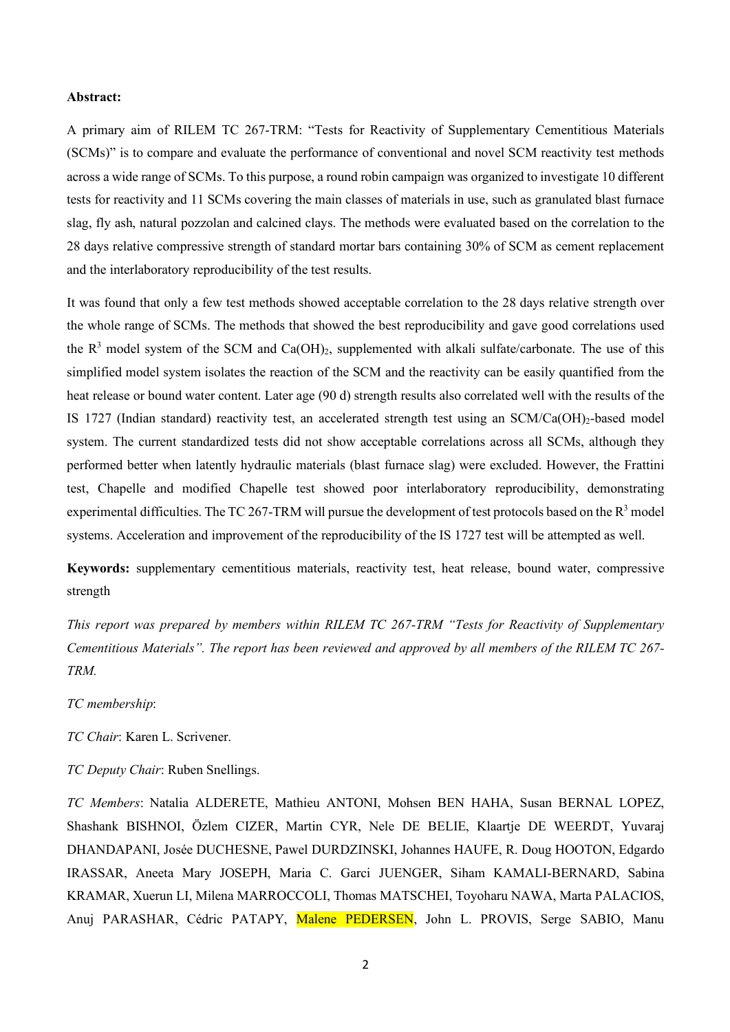**Abstract:**

A primary aim of RILEM TC 267-TRM: “Tests for Reactivity of Supplementary Cementitious Materials (SCMs)” is to compare and evaluate the performance of conventional and novel SCM reactivity test methods across a wide range of SCMs. To this purpose, a round robin campaign was organized to investigate 10 different tests for reactivity and 11 SCMs covering the main classes of materials in use, such as granulated blast furnace slag, fly ash, natural pozzolan and calcined clays. The methods were evaluated based on the correlation to the 28 days relative compressive strength of standard mortar bars containing 30% of SCM as cement replacement and the interlaboratory reproducibility of the test results.

It was found that only a few test methods showed acceptable correlation to the 28 days relative strength over the whole range of SCMs. The methods that showed the best reproducibility and gave good correlations used the $R^3$ model system of the SCM and $Ca(OH)_2$, supplemented with alkali sulfate/carbonate. The use of this simplified model system isolates the reaction of the SCM and the reactivity can be easily quantified from the heat release or bound water content. Later age (90 d) strength results also correlated well with the results of the IS 1727 (Indian standard) reactivity test, an accelerated strength test using an SCM/$Ca(OH)_2$-based model system. The current standardized tests did not show acceptable correlations across all SCMs, although they performed better when latently hydraulic materials (blast furnace slag) were excluded. However, the Frattini test, Chapelle and modified Chapelle test showed poor interlaboratory reproducibility, demonstrating experimental difficulties. The TC 267-TRM will pursue the development of test protocols based on the $R^3$ model systems. Acceleration and improvement of the reproducibility of the IS 1727 test will be attempted as well.

**Keywords:** supplementary cementitious materials, reactivity test, heat release, bound water, compressive strength

*This report was prepared by members within RILEM TC 267-TRM “Tests for Reactivity of Supplementary Cementitious Materials”. The report has been reviewed and approved by all members of the RILEM TC 267-TRM.*

*TC membership*:

*TC Chair*: Karen L. Scrivener.

*TC Deputy Chair*: Ruben Snellings.

*TC Members*: Natalia ALDERETE, Mathieu ANTONI, Mohsen BEN HAHA, Susan BERNAL LOPEZ, Shashank BISHNOI, Özlem CIZER, Martin CYR, Nele DE BELIE, Klaartje DE WEERDT, Yuvaraj DHANDAPANI, Josée DUCHESNE, Pawel DURDZINSKI, Johannes HAUFE, R. Doug HOOTON, Edgardo IRASSAR, Aneeta Mary JOSEPH, Maria C. Garci JUENGER, Siham KAMALI-BERNARD, Sabina KRAMAR, Xuerun LI, Milena MARROCCOLI, Thomas MATSCHEI, Toyoharu NAWA, Marta PALACIOS, Anuj PARASHAR, Cédric PATAPY, Malene PEDERSEN, John L. PROVIS, Serge SABIO, Manu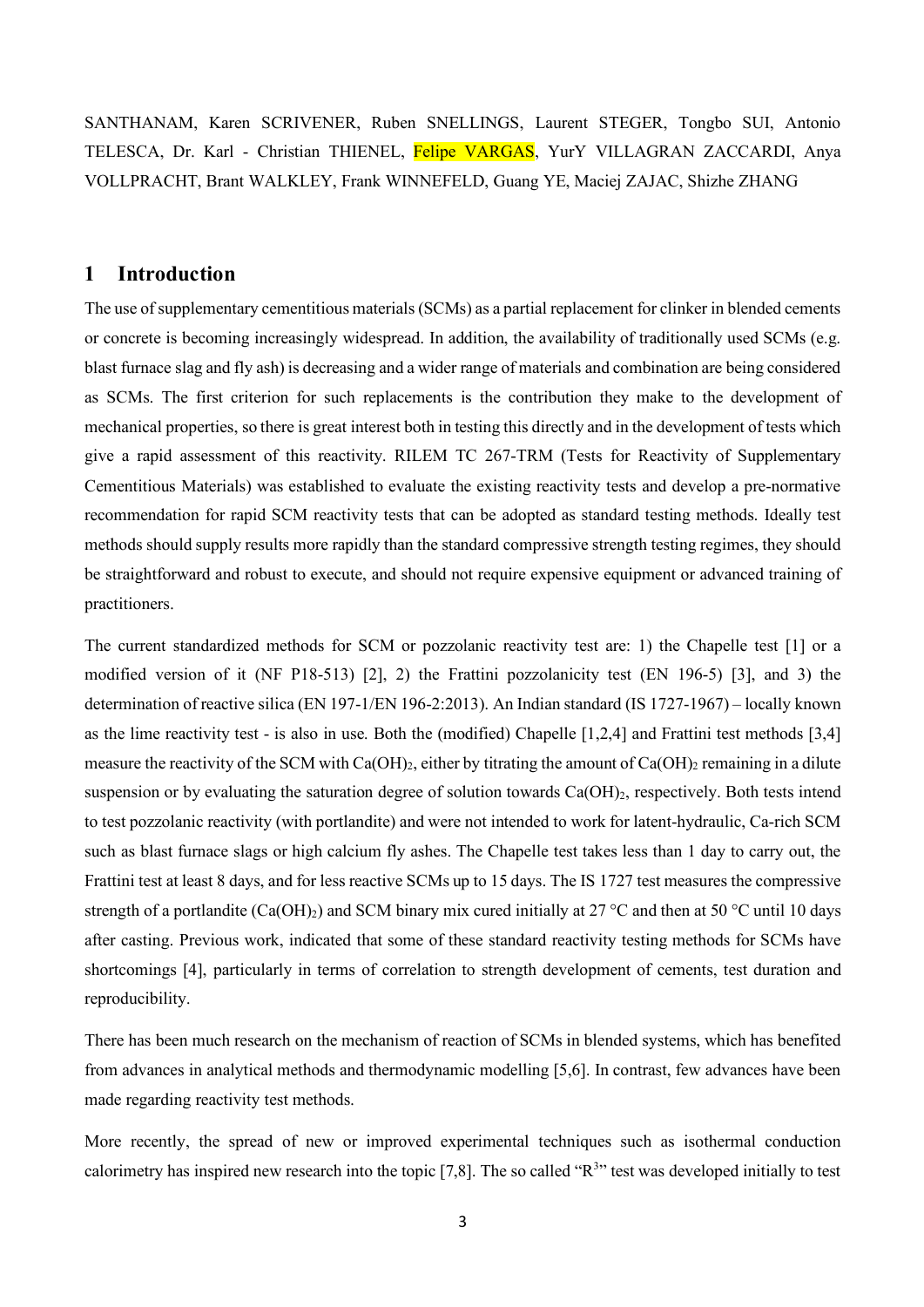SANTHANAM, Karen SCRIVENER, Ruben SNELLINGS, Laurent STEGER, Tongbo SUI, Antonio TELESCA, Dr. Karl - Christian THIENEL, Felipe VARGAS, YurY VILLAGRAN ZACCARDI, Anya VOLLPRACHT, Brant WALKLEY, Frank WINNEFELD, Guang YE, Maciej ZAJAC, Shizhe ZHANG

## 1 Introduction

The use of supplementary cementitious materials (SCMs) as a partial replacement for clinker in blended cements or concrete is becoming increasingly widespread. In addition, the availability of traditionally used SCMs (e.g. blast furnace slag and fly ash) is decreasing and a wider range of materials and combination are being considered as SCMs. The first criterion for such replacements is the contribution they make to the development of mechanical properties, so there is great interest both in testing this directly and in the development of tests which give a rapid assessment of this reactivity. RILEM TC 267-TRM (Tests for Reactivity of Supplementary Cementitious Materials) was established to evaluate the existing reactivity tests and develop a pre-normative recommendation for rapid SCM reactivity tests that can be adopted as standard testing methods. Ideally test methods should supply results more rapidly than the standard compressive strength testing regimes, they should be straightforward and robust to execute, and should not require expensive equipment or advanced training of practitioners.

The current standardized methods for SCM or pozzolanic reactivity test are: 1) the Chapelle test [1] or a modified version of it (NF P18-513) [2], 2) the Frattini pozzolanicity test (EN 196-5) [3], and 3) the determination of reactive silica (EN 197-1/EN 196-2:2013). An Indian standard (IS 1727-1967) – locally known as the lime reactivity test - is also in use. Both the (modified) Chapelle [1,2,4] and Frattini test methods [3,4] measure the reactivity of the SCM with $Ca(OH)_2$, either by titrating the amount of $Ca(OH)_2$ remaining in a dilute suspension or by evaluating the saturation degree of solution towards $Ca(OH)_2$, respectively. Both tests intend to test pozzolanic reactivity (with portlandite) and were not intended to work for latent-hydraulic, Ca-rich SCM such as blast furnace slags or high calcium fly ashes. The Chapelle test takes less than 1 day to carry out, the Frattini test at least 8 days, and for less reactive SCMs up to 15 days. The IS 1727 test measures the compressive strength of a portlandite ($Ca(OH)_2$) and SCM binary mix cured initially at 27 °C and then at 50 °C until 10 days after casting. Previous work, indicated that some of these standard reactivity testing methods for SCMs have shortcomings [4], particularly in terms of correlation to strength development of cements, test duration and reproducibility.

There has been much research on the mechanism of reaction of SCMs in blended systems, which has benefited from advances in analytical methods and thermodynamic modelling [5,6]. In contrast, few advances have been made regarding reactivity test methods.

More recently, the spread of new or improved experimental techniques such as isothermal conduction calorimetry has inspired new research into the topic [7,8]. The so called "$R^3$" test was developed initially to test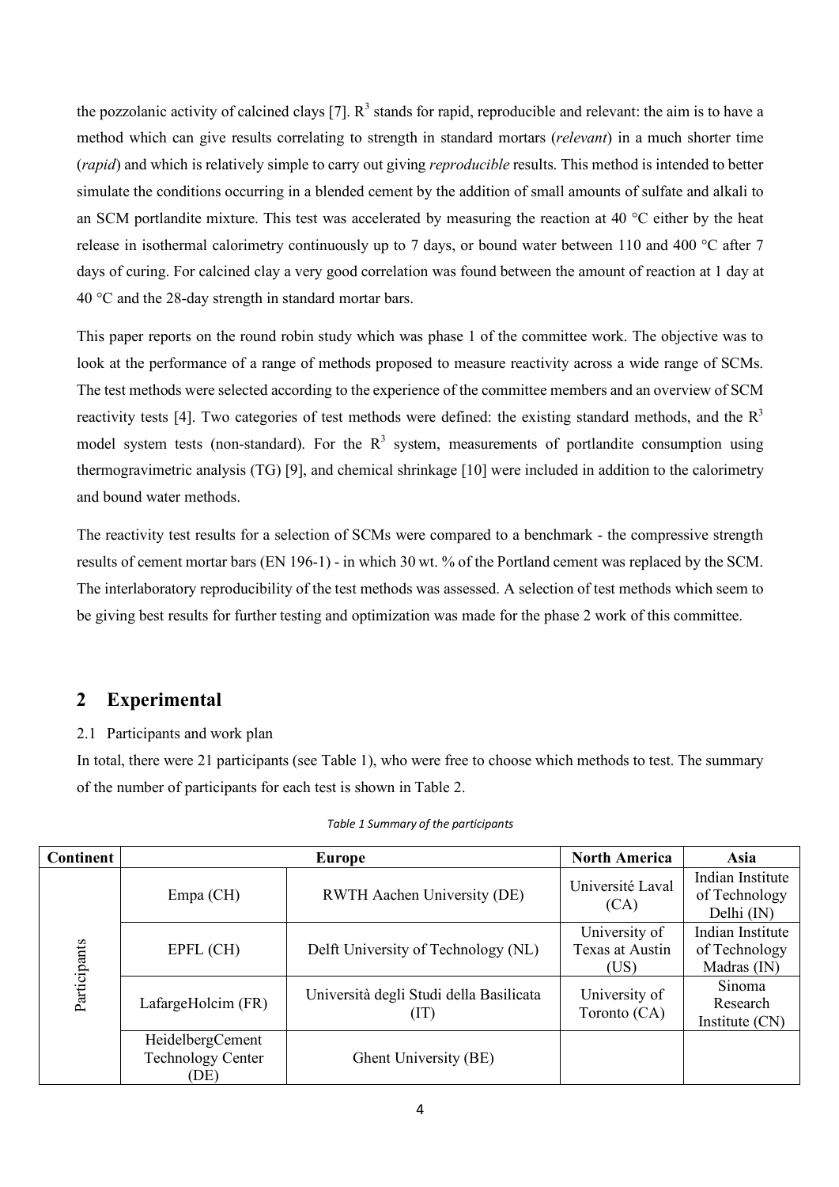the pozzolanic activity of calcined clays [7]. $R^3$ stands for rapid, reproducible and relevant: the aim is to have a method which can give results correlating to strength in standard mortars (*relevant*) in a much shorter time (*rapid*) and which is relatively simple to carry out giving *reproducible* results. This method is intended to better simulate the conditions occurring in a blended cement by the addition of small amounts of sulfate and alkali to an SCM portlandite mixture. This test was accelerated by measuring the reaction at 40 °C either by the heat release in isothermal calorimetry continuously up to 7 days, or bound water between 110 and 400 °C after 7 days of curing. For calcined clay a very good correlation was found between the amount of reaction at 1 day at 40 °C and the 28-day strength in standard mortar bars.

This paper reports on the round robin study which was phase 1 of the committee work. The objective was to look at the performance of a range of methods proposed to measure reactivity across a wide range of SCMs. The test methods were selected according to the experience of the committee members and an overview of SCM reactivity tests [4]. Two categories of test methods were defined: the existing standard methods, and the $R^3$ model system tests (non-standard). For the $R^3$ system, measurements of portlandite consumption using thermogravimetric analysis (TG) [9], and chemical shrinkage [10] were included in addition to the calorimetry and bound water methods.

The reactivity test results for a selection of SCMs were compared to a benchmark - the compressive strength results of cement mortar bars (EN 196-1) - in which 30 wt. % of the Portland cement was replaced by the SCM. The interlaboratory reproducibility of the test methods was assessed. A selection of test methods which seem to be giving best results for further testing and optimization was made for the phase 2 work of this committee.

## 2 Experimental

### 2.1 Participants and work plan

In total, there were 21 participants (see Table 1), who were free to choose which methods to test. The summary of the number of participants for each test is shown in Table 2.

*Table 1 Summary of the participants*

| Continent | Europe | | North America | Asia |
|---|---|---|---|---|
| Participants | Empa (CH) | RWTH Aachen University (DE) | Université Laval (CA) | Indian Institute of Technology Delhi (IN) |
| | EPFL (CH) | Delft University of Technology (NL) | University of Texas at Austin (US) | Indian Institute of Technology Madras (IN) |
| | LafargeHolcim (FR) | Università degli Studi della Basilicata (IT) | University of Toronto (CA) | Sinoma Research Institute (CN) |
| | HeidelbergCement Technology Center (DE) | Ghent University (BE) | | |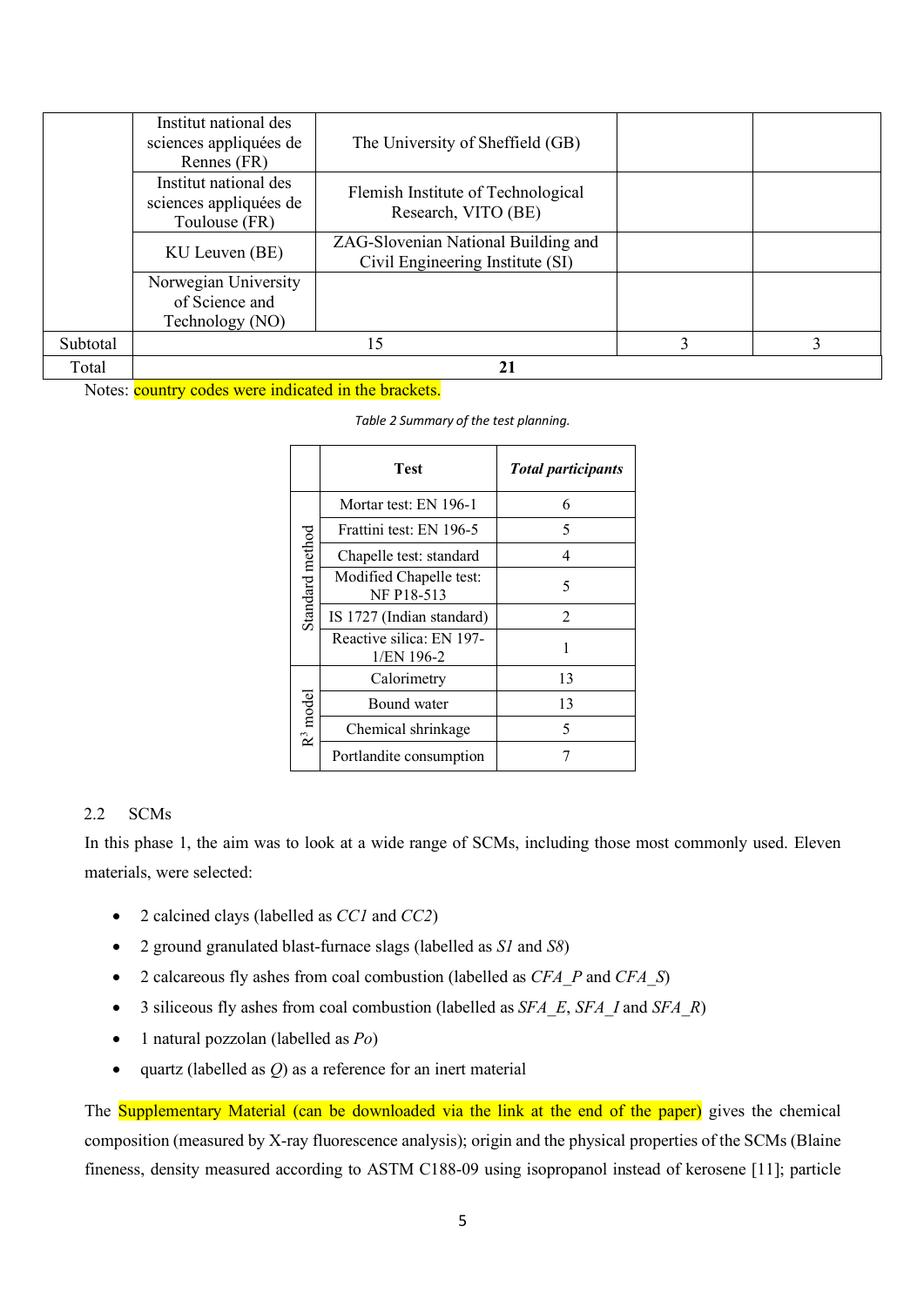|  | Institut national des sciences appliquées de Rennes (FR) | The University of Sheffield (GB) |  |  |
|---|---|---|---|---|
|  | Institut national des sciences appliquées de Toulouse (FR) | Flemish Institute of Technological Research, VITO (BE) |  |  |
|  | KU Leuven (BE) | ZAG-Slovenian National Building and Civil Engineering Institute (SI) |  |  |
|  | Norwegian University of Science and Technology (NO) |  |  |  |
| Subtotal | 15 | | 3 | 3 |
| Total | **21** | | | |

Notes: country codes were indicated in the brackets.

*Table 2 Summary of the test planning.*

|  | Test | *Total participants* |
|---|---|---|
| Standard method | Mortar test: EN 196-1 | 6 |
|  | Frattini test: EN 196-5 | 5 |
|  | Chapelle test: standard | 4 |
|  | Modified Chapelle test: NF P18-513 | 5 |
|  | IS 1727 (Indian standard) | 2 |
|  | Reactive silica: EN 197-1/EN 196-2 | 1 |
| $R^3$ model | Calorimetry | 13 |
|  | Bound water | 13 |
|  | Chemical shrinkage | 5 |
|  | Portlandite consumption | 7 |

## 2.2 SCMs

In this phase 1, the aim was to look at a wide range of SCMs, including those most commonly used. Eleven materials, were selected:

- 2 calcined clays (labelled as *CC1* and *CC2*)
- 2 ground granulated blast-furnace slags (labelled as *S1* and *S8*)
- 2 calcareous fly ashes from coal combustion (labelled as *CFA_P* and *CFA_S*)
- 3 siliceous fly ashes from coal combustion (labelled as *SFA_E*, *SFA_I* and *SFA_R*)
- 1 natural pozzolan (labelled as *Po*)
- quartz (labelled as *Q*) as a reference for an inert material

The Supplementary Material (can be downloaded via the link at the end of the paper) gives the chemical composition (measured by X-ray fluorescence analysis); origin and the physical properties of the SCMs (Blaine fineness, density measured according to ASTM C188-09 using isopropanol instead of kerosene [11]; particle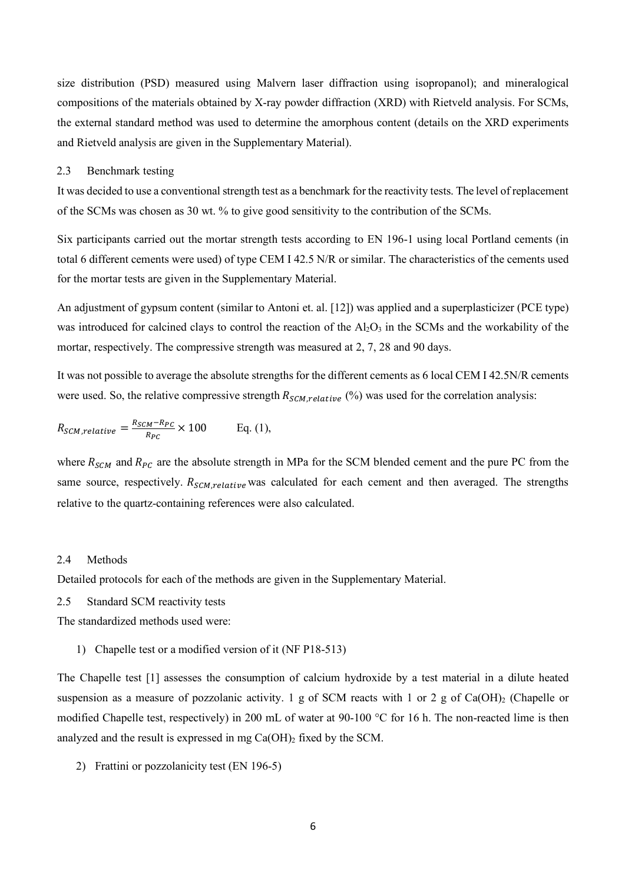size distribution (PSD) measured using Malvern laser diffraction using isopropanol); and mineralogical compositions of the materials obtained by X-ray powder diffraction (XRD) with Rietveld analysis. For SCMs, the external standard method was used to determine the amorphous content (details on the XRD experiments and Rietveld analysis are given in the Supplementary Material).

## 2.3 Benchmark testing

It was decided to use a conventional strength test as a benchmark for the reactivity tests. The level of replacement of the SCMs was chosen as 30 wt. % to give good sensitivity to the contribution of the SCMs.

Six participants carried out the mortar strength tests according to EN 196-1 using local Portland cements (in total 6 different cements were used) of type CEM I 42.5 N/R or similar. The characteristics of the cements used for the mortar tests are given in the Supplementary Material.

An adjustment of gypsum content (similar to Antoni et. al. [12]) was applied and a superplasticizer (PCE type) was introduced for calcined clays to control the reaction of the $Al_2O_3$ in the SCMs and the workability of the mortar, respectively. The compressive strength was measured at 2, 7, 28 and 90 days.

It was not possible to average the absolute strengths for the different cements as 6 local CEM I 42.5N/R cements were used. So, the relative compressive strength $R_{SCM,relative}$ (%) was used for the correlation analysis:

$$R_{SCM,relative} = \frac{R_{SCM} - R_{PC}}{R_{PC}} \times 100 \qquad \text{Eq. (1)},$$

where $R_{SCM}$ and $R_{PC}$ are the absolute strength in MPa for the SCM blended cement and the pure PC from the same source, respectively. $R_{SCM,relative}$ was calculated for each cement and then averaged. The strengths relative to the quartz-containing references were also calculated.

## 2.4 Methods

Detailed protocols for each of the methods are given in the Supplementary Material.

## 2.5 Standard SCM reactivity tests

The standardized methods used were:

1) Chapelle test or a modified version of it (NF P18-513)

The Chapelle test [1] assesses the consumption of calcium hydroxide by a test material in a dilute heated suspension as a measure of pozzolanic activity. 1 g of SCM reacts with 1 or 2 g of $Ca(OH)_2$ (Chapelle or modified Chapelle test, respectively) in 200 mL of water at 90-100 °C for 16 h. The non-reacted lime is then analyzed and the result is expressed in mg $Ca(OH)_2$ fixed by the SCM.

2) Frattini or pozzolanicity test (EN 196-5)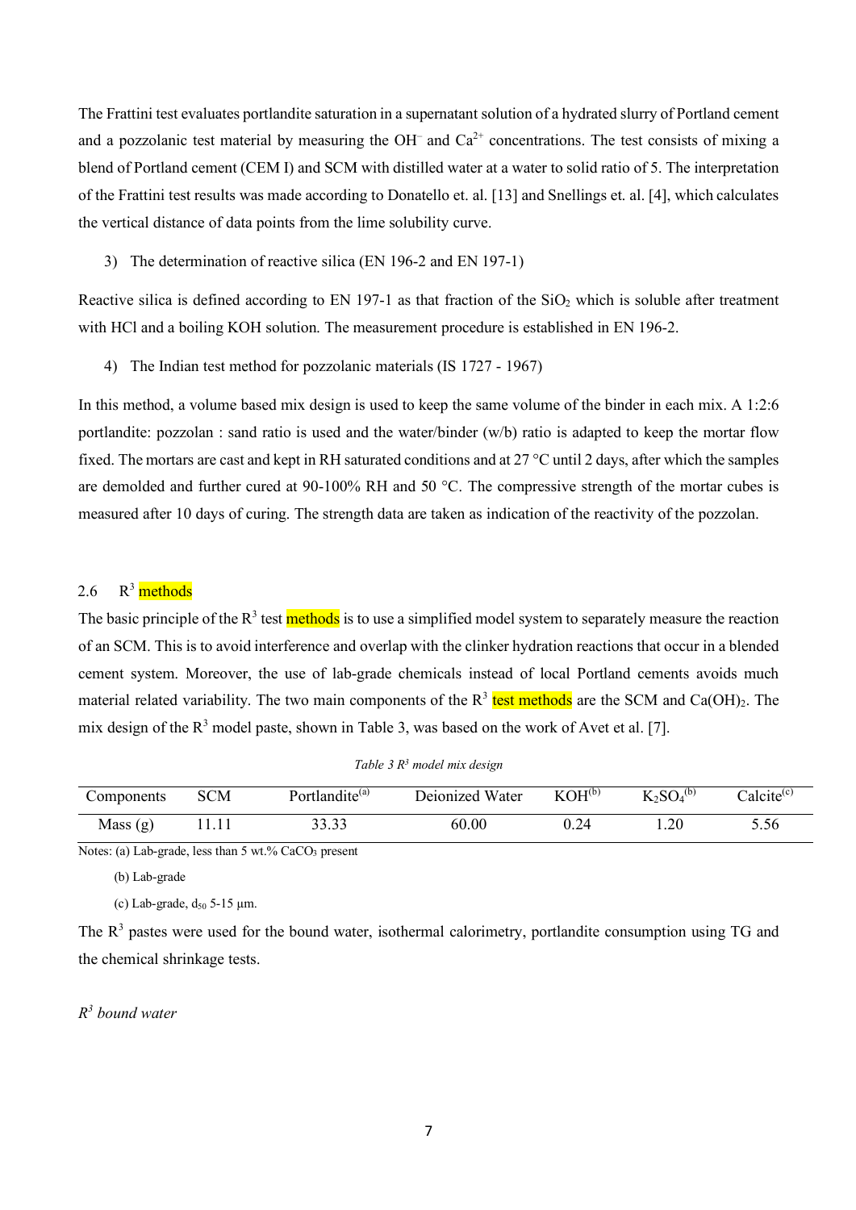The Frattini test evaluates portlandite saturation in a supernatant solution of a hydrated slurry of Portland cement and a pozzolanic test material by measuring the $OH^-$ and $Ca^{2+}$ concentrations. The test consists of mixing a blend of Portland cement (CEM I) and SCM with distilled water at a water to solid ratio of 5. The interpretation of the Frattini test results was made according to Donatello et. al. [13] and Snellings et. al. [4], which calculates the vertical distance of data points from the lime solubility curve.

3) The determination of reactive silica (EN 196-2 and EN 197-1)

Reactive silica is defined according to EN 197-1 as that fraction of the $SiO_2$ which is soluble after treatment with HCl and a boiling KOH solution. The measurement procedure is established in EN 196-2.

4) The Indian test method for pozzolanic materials (IS 1727 - 1967)

In this method, a volume based mix design is used to keep the same volume of the binder in each mix. A 1:2:6 portlandite: pozzolan : sand ratio is used and the water/binder (w/b) ratio is adapted to keep the mortar flow fixed. The mortars are cast and kept in RH saturated conditions and at 27 °C until 2 days, after which the samples are demolded and further cured at 90-100% RH and 50 °C. The compressive strength of the mortar cubes is measured after 10 days of curing. The strength data are taken as indication of the reactivity of the pozzolan.

## 2.6 $R^3$ methods

The basic principle of the $R^3$ test methods is to use a simplified model system to separately measure the reaction of an SCM. This is to avoid interference and overlap with the clinker hydration reactions that occur in a blended cement system. Moreover, the use of lab-grade chemicals instead of local Portland cements avoids much material related variability. The two main components of the $R^3$ test methods are the SCM and $Ca(OH)_2$. The mix design of the $R^3$ model paste, shown in Table 3, was based on the work of Avet et al. [7].

*Table 3 $R^3$ model mix design*

| Components | SCM | Portlandite[a] | Deionized Water | KOH[b] | $K_2SO_4$[b] | Calcite[c] |
|---|---|---|---|---|---|---|
| Mass (g) | 11.11 | 33.33 | 60.00 | 0.24 | 1.20 | 5.56 |

Notes: (a) Lab-grade, less than 5 wt.% $CaCO_3$ present

(b) Lab-grade

(c) Lab-grade, $d_{50}$ 5-15 µm.

The $R^3$ pastes were used for the bound water, isothermal calorimetry, portlandite consumption using TG and the chemical shrinkage tests.

*$R^3$ bound water*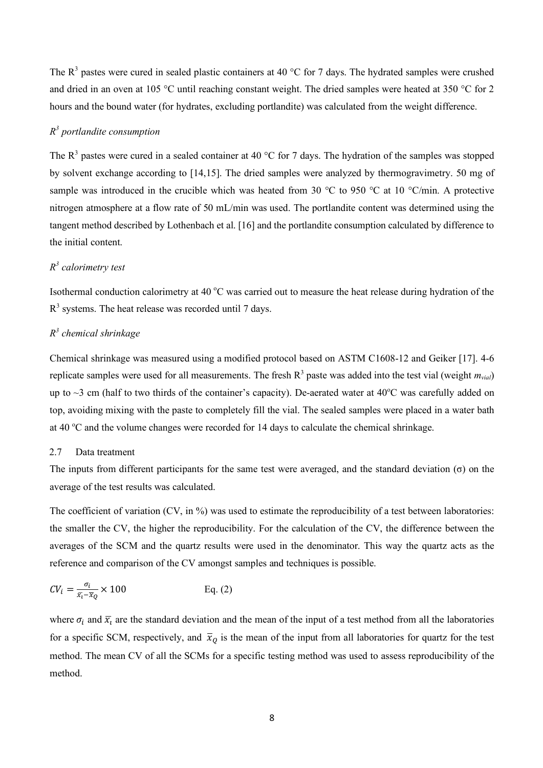The R[3] pastes were cured in sealed plastic containers at 40 °C for 7 days. The hydrated samples were crushed and dried in an oven at 105 °C until reaching constant weight. The dried samples were heated at 350 °C for 2 hours and the bound water (for hydrates, excluding portlandite) was calculated from the weight difference.

### *R³ portlandite consumption*

The R[3] pastes were cured in a sealed container at 40 °C for 7 days. The hydration of the samples was stopped by solvent exchange according to [14,15]. The dried samples were analyzed by thermogravimetry. 50 mg of sample was introduced in the crucible which was heated from 30 °C to 950 °C at 10 °C/min. A protective nitrogen atmosphere at a flow rate of 50 mL/min was used. The portlandite content was determined using the tangent method described by Lothenbach et al. [16] and the portlandite consumption calculated by difference to the initial content.

### *R³ calorimetry test*

Isothermal conduction calorimetry at 40 °C was carried out to measure the heat release during hydration of the R[3] systems. The heat release was recorded until 7 days.

### *R³ chemical shrinkage*

Chemical shrinkage was measured using a modified protocol based on ASTM C1608-12 and Geiker [17]. 4-6 replicate samples were used for all measurements. The fresh R[3] paste was added into the test vial (weight $m_{vial}$) up to ~3 cm (half to two thirds of the container's capacity). De-aerated water at 40°C was carefully added on top, avoiding mixing with the paste to completely fill the vial. The sealed samples were placed in a water bath at 40 °C and the volume changes were recorded for 14 days to calculate the chemical shrinkage.

## 2.7 Data treatment

The inputs from different participants for the same test were averaged, and the standard deviation (σ) on the average of the test results was calculated.

The coefficient of variation (CV, in %) was used to estimate the reproducibility of a test between laboratories: the smaller the CV, the higher the reproducibility. For the calculation of the CV, the difference between the averages of the SCM and the quartz results were used in the denominator. This way the quartz acts as the reference and comparison of the CV amongst samples and techniques is possible.

$$CV_i = \frac{\sigma_i}{\bar{x}_i - \bar{x}_Q} \times 100 \qquad \text{Eq. (2)}$$

where $\sigma_i$ and $\bar{x}_i$ are the standard deviation and the mean of the input of a test method from all the laboratories for a specific SCM, respectively, and $\bar{x}_Q$ is the mean of the input from all laboratories for quartz for the test method. The mean CV of all the SCMs for a specific testing method was used to assess reproducibility of the method.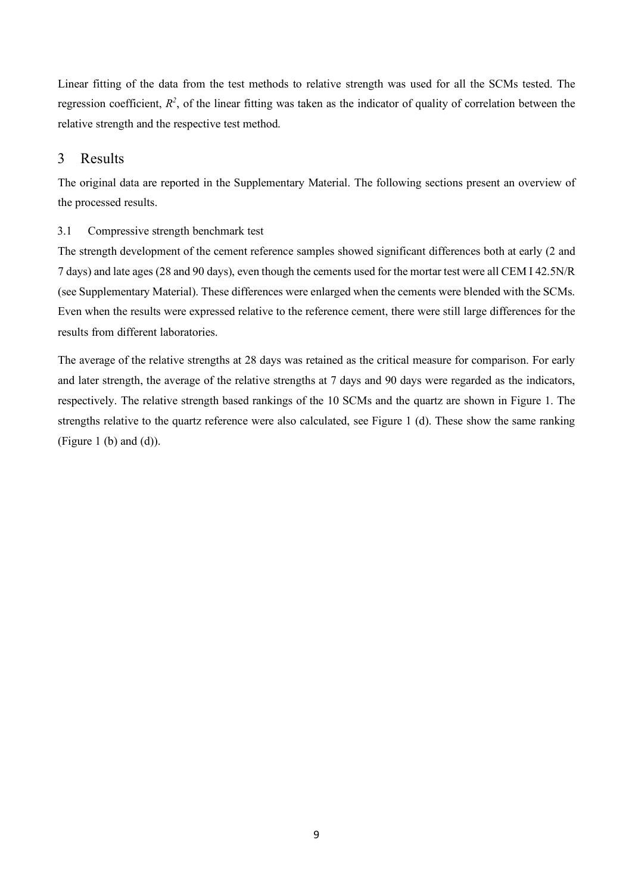Linear fitting of the data from the test methods to relative strength was used for all the SCMs tested. The regression coefficient, $R^2$, of the linear fitting was taken as the indicator of quality of correlation between the relative strength and the respective test method.

# 3 Results

The original data are reported in the Supplementary Material. The following sections present an overview of the processed results.

## 3.1 Compressive strength benchmark test

The strength development of the cement reference samples showed significant differences both at early (2 and 7 days) and late ages (28 and 90 days), even though the cements used for the mortar test were all CEM I 42.5N/R (see Supplementary Material). These differences were enlarged when the cements were blended with the SCMs. Even when the results were expressed relative to the reference cement, there were still large differences for the results from different laboratories.

The average of the relative strengths at 28 days was retained as the critical measure for comparison. For early and later strength, the average of the relative strengths at 7 days and 90 days were regarded as the indicators, respectively. The relative strength based rankings of the 10 SCMs and the quartz are shown in Figure 1. The strengths relative to the quartz reference were also calculated, see Figure 1 (d). These show the same ranking (Figure 1 (b) and (d)).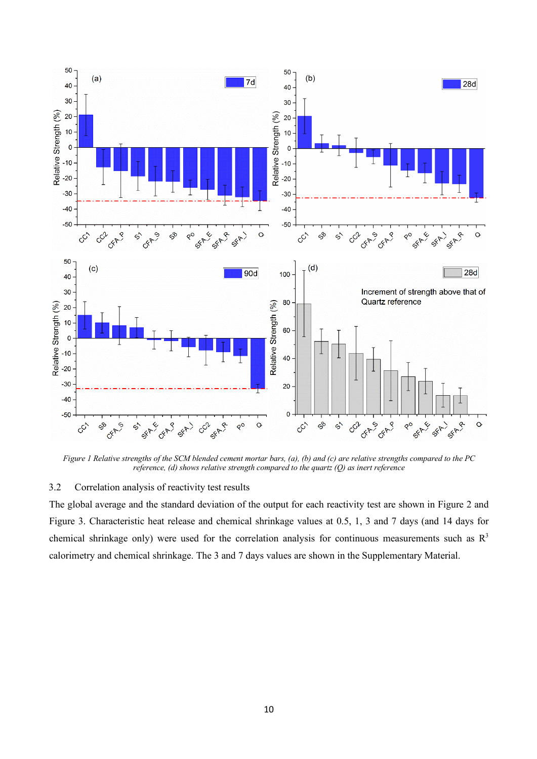*Figure 1 Relative strengths of the SCM blended cement mortar bars, (a), (b) and (c) are relative strengths compared to the PC reference, (d) shows relative strength compared to the quartz (Q) as inert reference*

3.2 Correlation analysis of reactivity test results

The global average and the standard deviation of the output for each reactivity test are shown in Figure 2 and Figure 3. Characteristic heat release and chemical shrinkage values at 0.5, 1, 3 and 7 days (and 14 days for chemical shrinkage only) were used for the correlation analysis for continuous measurements such as $R^3$ calorimetry and chemical shrinkage. The 3 and 7 days values are shown in the Supplementary Material.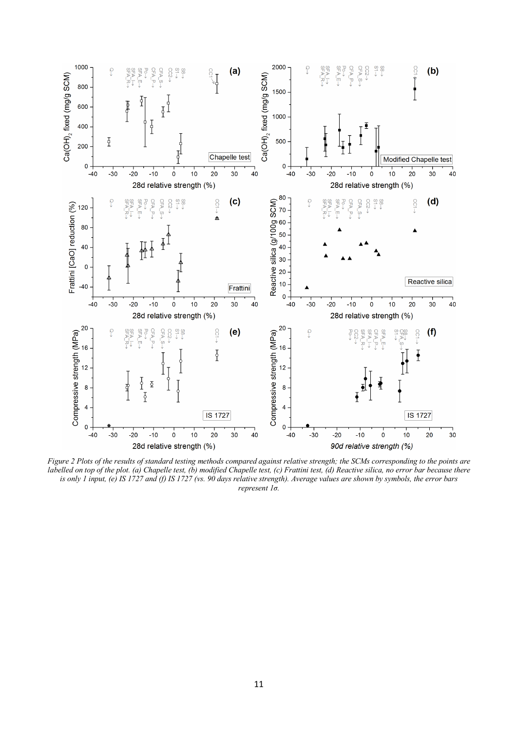*Figure 2 Plots of the results of standard testing methods compared against relative strength; the SCMs corresponding to the points are labelled on top of the plot. (a) Chapelle test, (b) modified Chapelle test, (c) Frattini test, (d) Reactive silica, no error bar because there is only 1 input, (e) IS 1727 and (f) IS 1727 (vs. 90 days relative strength). Average values are shown by symbols, the error bars represent 1σ.*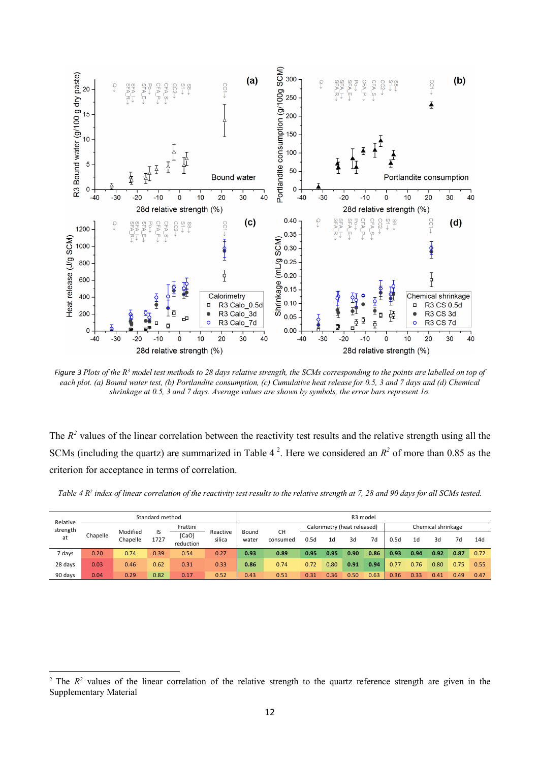*Figure 3 Plots of the $R^3$ model test methods to 28 days relative strength, the SCMs corresponding to the points are labelled on top of each plot. (a) Bound water test, (b) Portlandite consumption, (c) Cumulative heat release for 0.5, 3 and 7 days and (d) Chemical shrinkage at 0.5, 3 and 7 days. Average values are shown by symbols, the error bars represent 1σ.*

The $R^2$ values of the linear correlation between the reactivity test results and the relative strength using all the SCMs (including the quartz) are summarized in Table 4 [2]. Here we considered an $R^2$ of more than 0.85 as the criterion for acceptance in terms of correlation.

*Table 4 $R^2$ index of linear correlation of the reactivity test results to the relative strength at 7, 28 and 90 days for all SCMs tested.*

| Relative strength at | Standard method | | | | | R3 model | | | | | | | | | | |
|---|---|---|---|---|---|---|---|---|---|---|---|---|---|---|---|---|
| | Chapelle | Modified Chapelle | IS 1727 | Frattini [CaO] reduction | Reactive silica | Bound water | CH consumed | Calorimetry (heat released) | | | | Chemical shrinkage | | | | |
| | | | | | | | | 0.5d | 1d | 3d | 7d | 0.5d | 1d | 3d | 7d | 14d |
| 7 days | 0.20 | 0.74 | 0.39 | 0.54 | 0.27 | **0.93** | **0.89** | **0.95** | **0.95** | **0.90** | **0.86** | **0.93** | **0.94** | **0.92** | **0.87** | 0.72 |
| 28 days | 0.03 | 0.46 | 0.62 | 0.31 | 0.33 | **0.86** | 0.74 | 0.72 | 0.80 | **0.91** | **0.94** | 0.77 | 0.76 | 0.80 | 0.75 | 0.55 |
| 90 days | 0.04 | 0.29 | 0.82 | 0.17 | 0.52 | 0.43 | 0.51 | 0.31 | 0.36 | 0.50 | 0.63 | 0.36 | 0.33 | 0.41 | 0.49 | 0.47 |

[2] The $R^2$ values of the linear correlation of the relative strength to the quartz reference strength are given in the Supplementary Material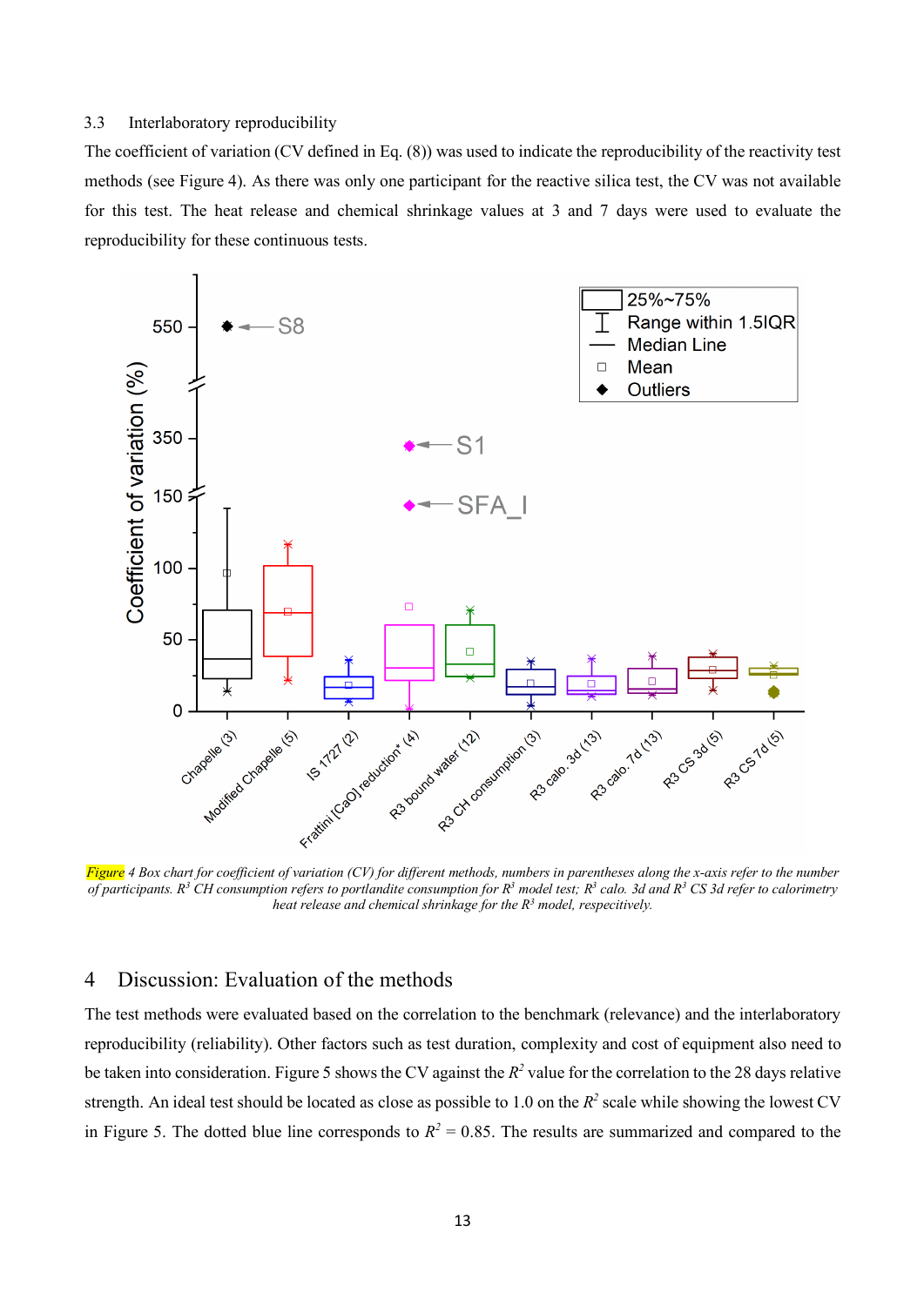### 3.3 Interlaboratory reproducibility

The coefficient of variation (CV defined in Eq. (8)) was used to indicate the reproducibility of the reactivity test methods (see Figure 4). As there was only one participant for the reactive silica test, the CV was not available for this test. The heat release and chemical shrinkage values at 3 and 7 days were used to evaluate the reproducibility for these continuous tests.

*Figure 4 Box chart for coefficient of variation (CV) for different methods, numbers in parentheses along the x-axis refer to the number of participants. $R^3$ CH consumption refers to portlandite consumption for $R^3$ model test; $R^3$ calo. 3d and $R^3$ CS 3d refer to calorimetry heat release and chemical shrinkage for the $R^3$ model, respecitively.*

## 4 Discussion: Evaluation of the methods

The test methods were evaluated based on the correlation to the benchmark (relevance) and the interlaboratory reproducibility (reliability). Other factors such as test duration, complexity and cost of equipment also need to be taken into consideration. Figure 5 shows the CV against the $R^2$ value for the correlation to the 28 days relative strength. An ideal test should be located as close as possible to 1.0 on the $R^2$ scale while showing the lowest CV in Figure 5. The dotted blue line corresponds to $R^2$ = 0.85. The results are summarized and compared to the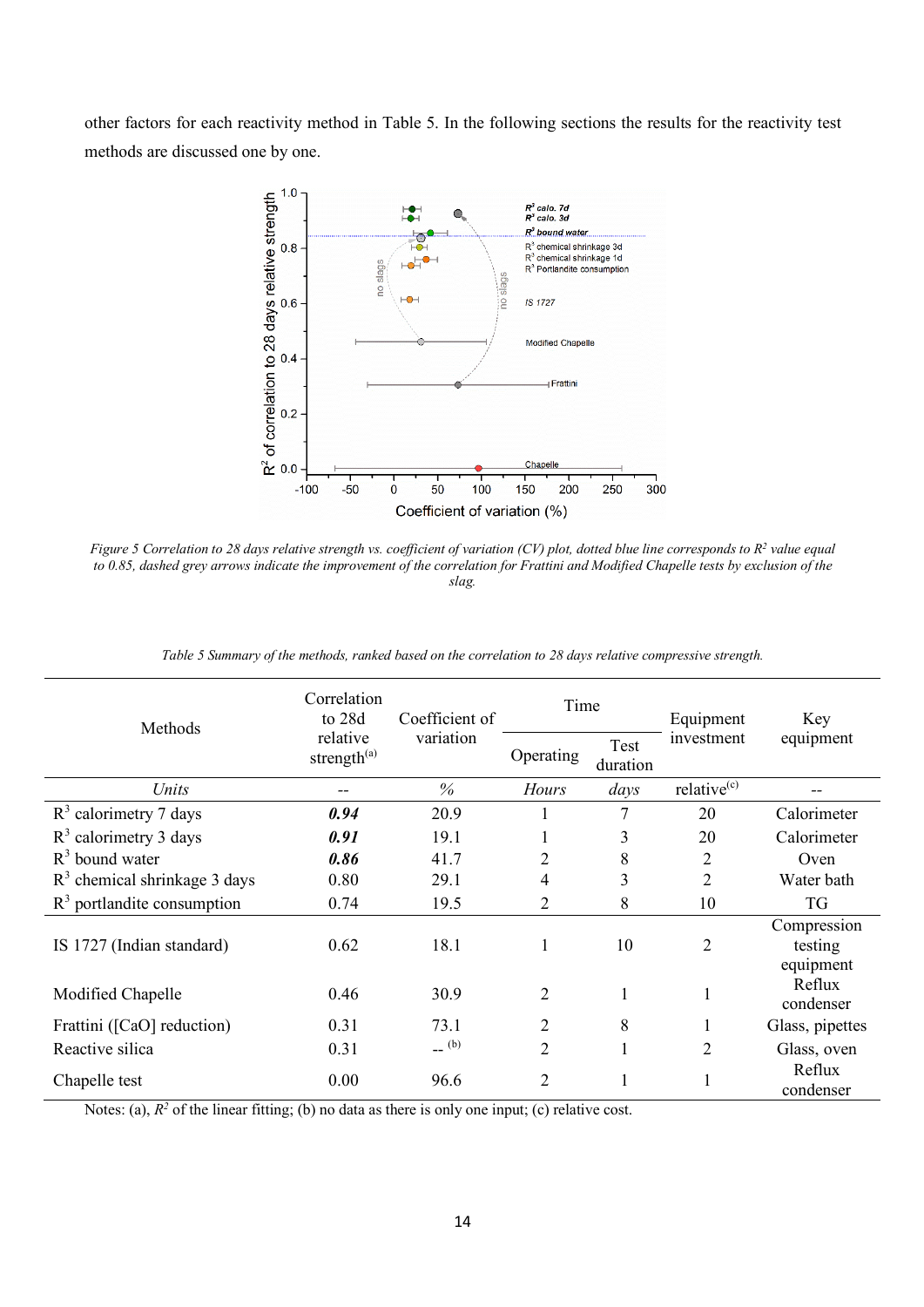other factors for each reactivity method in Table 5. In the following sections the results for the reactivity test methods are discussed one by one.

*Figure 5 Correlation to 28 days relative strength vs. coefficient of variation (CV) plot, dotted blue line corresponds to $R^2$ value equal to 0.85, dashed grey arrows indicate the improvement of the correlation for Frattini and Modified Chapelle tests by exclusion of the slag.*

*Table 5 Summary of the methods, ranked based on the correlation to 28 days relative compressive strength.*

| Methods | Correlation to 28d relative strength[(a)] | Coefficient of variation | Time | | Equipment investment | Key equipment |
|---|---|---|---|---|---|---|
| | | | Operating | Test duration | | |
| *Units* | -- | *%* | *Hours* | *days* | relative[(c)] | -- |
| $R^3$ calorimetry 7 days | ***0.94*** | 20.9 | 1 | 7 | 20 | Calorimeter |
| $R^3$ calorimetry 3 days | ***0.91*** | 19.1 | 1 | 3 | 20 | Calorimeter |
| $R^3$ bound water | ***0.86*** | 41.7 | 2 | 8 | 2 | Oven |
| $R^3$ chemical shrinkage 3 days | 0.80 | 29.1 | 4 | 3 | 2 | Water bath |
| $R^3$ portlandite consumption | 0.74 | 19.5 | 2 | 8 | 10 | TG |
| IS 1727 (Indian standard) | 0.62 | 18.1 | 1 | 10 | 2 | Compression testing equipment |
| Modified Chapelle | 0.46 | 30.9 | 2 | 1 | 1 | Reflux condenser |
| Frattini ([CaO] reduction) | 0.31 | 73.1 | 2 | 8 | 1 | Glass, pipettes |
| Reactive silica | 0.31 | -- [(b)] | 2 | 1 | 2 | Glass, oven |
| Chapelle test | 0.00 | 96.6 | 2 | 1 | 1 | Reflux condenser |

Notes: (a), $R^2$ of the linear fitting; (b) no data as there is only one input; (c) relative cost.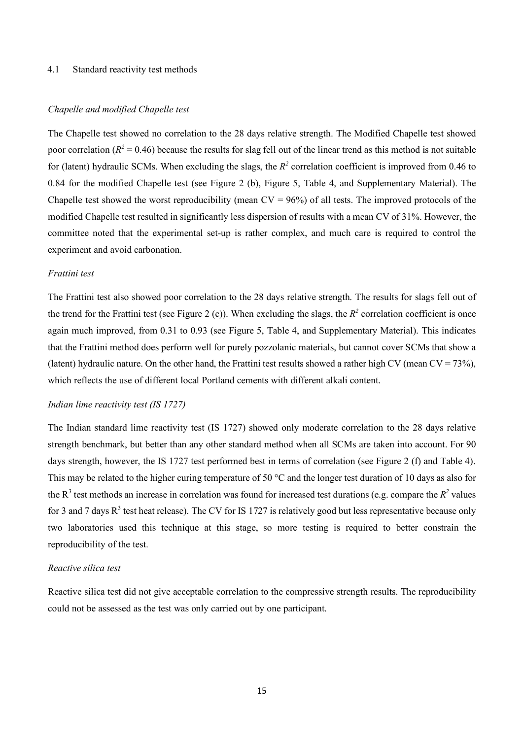### 4.1 Standard reactivity test methods

#### *Chapelle and modified Chapelle test*

The Chapelle test showed no correlation to the 28 days relative strength. The Modified Chapelle test showed poor correlation ($R^2 = 0.46$) because the results for slag fell out of the linear trend as this method is not suitable for (latent) hydraulic SCMs. When excluding the slags, the $R^2$ correlation coefficient is improved from 0.46 to 0.84 for the modified Chapelle test (see Figure 2 (b), Figure 5, Table 4, and Supplementary Material). The Chapelle test showed the worst reproducibility (mean CV = 96%) of all tests. The improved protocols of the modified Chapelle test resulted in significantly less dispersion of results with a mean CV of 31%. However, the committee noted that the experimental set-up is rather complex, and much care is required to control the experiment and avoid carbonation.

#### *Frattini test*

The Frattini test also showed poor correlation to the 28 days relative strength. The results for slags fell out of the trend for the Frattini test (see Figure 2 (c)). When excluding the slags, the $R^2$ correlation coefficient is once again much improved, from 0.31 to 0.93 (see Figure 5, Table 4, and Supplementary Material). This indicates that the Frattini method does perform well for purely pozzolanic materials, but cannot cover SCMs that show a (latent) hydraulic nature. On the other hand, the Frattini test results showed a rather high CV (mean CV = 73%), which reflects the use of different local Portland cements with different alkali content.

#### *Indian lime reactivity test (IS 1727)*

The Indian standard lime reactivity test (IS 1727) showed only moderate correlation to the 28 days relative strength benchmark, but better than any other standard method when all SCMs are taken into account. For 90 days strength, however, the IS 1727 test performed best in terms of correlation (see Figure 2 (f) and Table 4). This may be related to the higher curing temperature of 50 °C and the longer test duration of 10 days as also for the $R^3$ test methods an increase in correlation was found for increased test durations (e.g. compare the $R^2$ values for 3 and 7 days $R^3$ test heat release). The CV for IS 1727 is relatively good but less representative because only two laboratories used this technique at this stage, so more testing is required to better constrain the reproducibility of the test.

#### *Reactive silica test*

Reactive silica test did not give acceptable correlation to the compressive strength results. The reproducibility could not be assessed as the test was only carried out by one participant.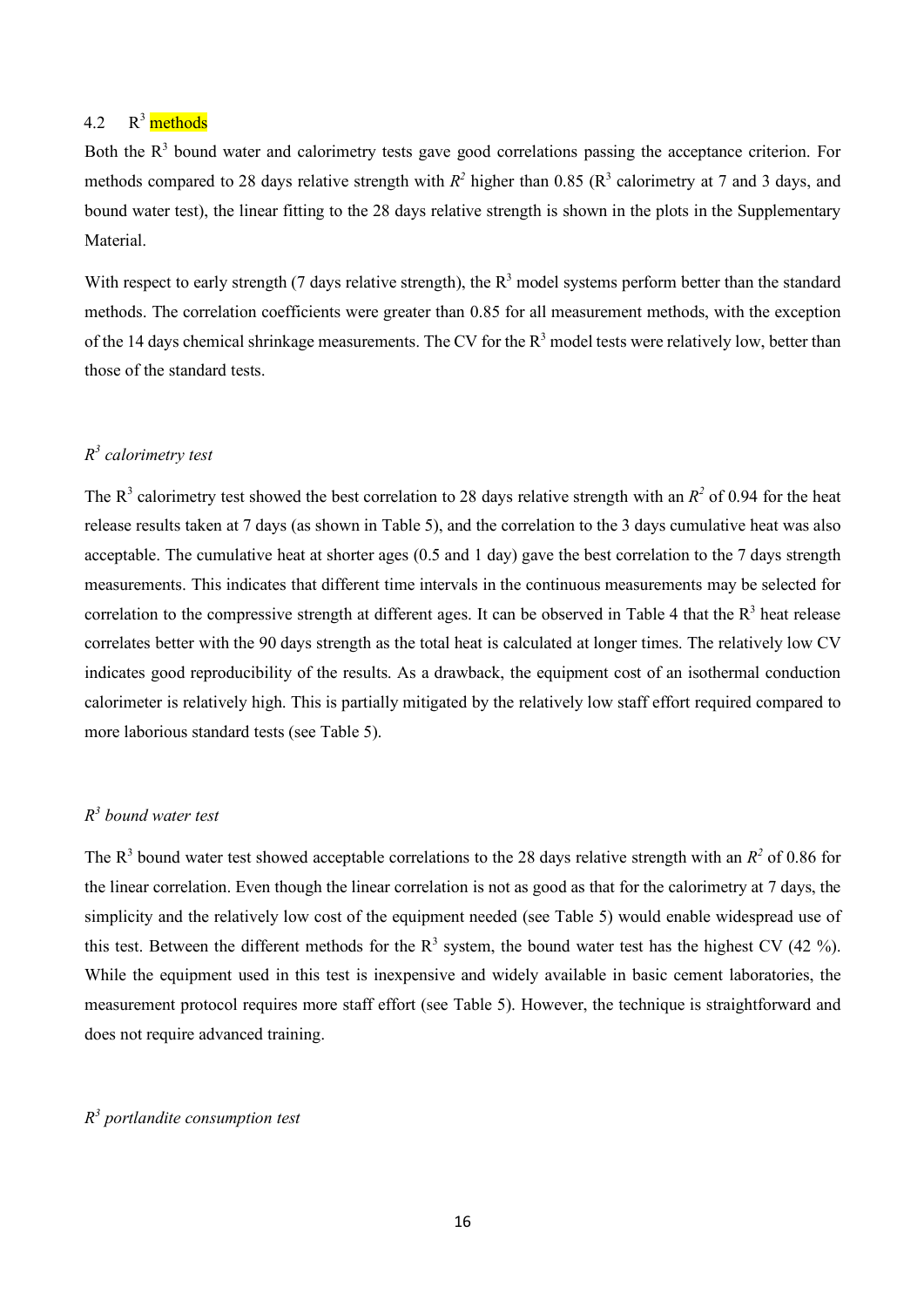## 4.2 $R^3$ methods

Both the $R^3$ bound water and calorimetry tests gave good correlations passing the acceptance criterion. For methods compared to 28 days relative strength with $R^2$ higher than 0.85 ($R^3$ calorimetry at 7 and 3 days, and bound water test), the linear fitting to the 28 days relative strength is shown in the plots in the Supplementary Material.

With respect to early strength (7 days relative strength), the $R^3$ model systems perform better than the standard methods. The correlation coefficients were greater than 0.85 for all measurement methods, with the exception of the 14 days chemical shrinkage measurements. The CV for the $R^3$ model tests were relatively low, better than those of the standard tests.

### *$R^3$ calorimetry test*

The $R^3$ calorimetry test showed the best correlation to 28 days relative strength with an $R^2$ of 0.94 for the heat release results taken at 7 days (as shown in Table 5), and the correlation to the 3 days cumulative heat was also acceptable. The cumulative heat at shorter ages (0.5 and 1 day) gave the best correlation to the 7 days strength measurements. This indicates that different time intervals in the continuous measurements may be selected for correlation to the compressive strength at different ages. It can be observed in Table 4 that the $R^3$ heat release correlates better with the 90 days strength as the total heat is calculated at longer times. The relatively low CV indicates good reproducibility of the results. As a drawback, the equipment cost of an isothermal conduction calorimeter is relatively high. This is partially mitigated by the relatively low staff effort required compared to more laborious standard tests (see Table 5).

### *$R^3$ bound water test*

The $R^3$ bound water test showed acceptable correlations to the 28 days relative strength with an $R^2$ of 0.86 for the linear correlation. Even though the linear correlation is not as good as that for the calorimetry at 7 days, the simplicity and the relatively low cost of the equipment needed (see Table 5) would enable widespread use of this test. Between the different methods for the $R^3$ system, the bound water test has the highest CV (42 %). While the equipment used in this test is inexpensive and widely available in basic cement laboratories, the measurement protocol requires more staff effort (see Table 5). However, the technique is straightforward and does not require advanced training.

### *$R^3$ portlandite consumption test*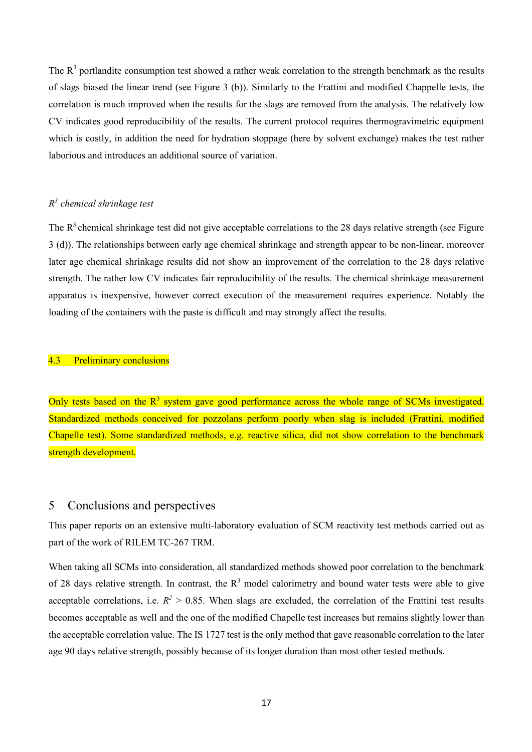The $R^3$ portlandite consumption test showed a rather weak correlation to the strength benchmark as the results of slags biased the linear trend (see Figure 3 (b)). Similarly to the Frattini and modified Chappelle tests, the correlation is much improved when the results for the slags are removed from the analysis. The relatively low CV indicates good reproducibility of the results. The current protocol requires thermogravimetric equipment which is costly, in addition the need for hydration stoppage (here by solvent exchange) makes the test rather laborious and introduces an additional source of variation.

### *$R^3$ chemical shrinkage test*

The $R^3$ chemical shrinkage test did not give acceptable correlations to the 28 days relative strength (see Figure 3 (d)). The relationships between early age chemical shrinkage and strength appear to be non-linear, moreover later age chemical shrinkage results did not show an improvement of the correlation to the 28 days relative strength. The rather low CV indicates fair reproducibility of the results. The chemical shrinkage measurement apparatus is inexpensive, however correct execution of the measurement requires experience. Notably the loading of the containers with the paste is difficult and may strongly affect the results.

### 4.3 Preliminary conclusions

Only tests based on the $R^3$ system gave good performance across the whole range of SCMs investigated. Standardized methods conceived for pozzolans perform poorly when slag is included (Frattini, modified Chapelle test). Some standardized methods, e.g. reactive silica, did not show correlation to the benchmark strength development.

## 5 Conclusions and perspectives

This paper reports on an extensive multi-laboratory evaluation of SCM reactivity test methods carried out as part of the work of RILEM TC-267 TRM.

When taking all SCMs into consideration, all standardized methods showed poor correlation to the benchmark of 28 days relative strength. In contrast, the $R^3$ model calorimetry and bound water tests were able to give acceptable correlations, i.e. $R^2 > 0.85$. When slags are excluded, the correlation of the Frattini test results becomes acceptable as well and the one of the modified Chapelle test increases but remains slightly lower than the acceptable correlation value. The IS 1727 test is the only method that gave reasonable correlation to the later age 90 days relative strength, possibly because of its longer duration than most other tested methods.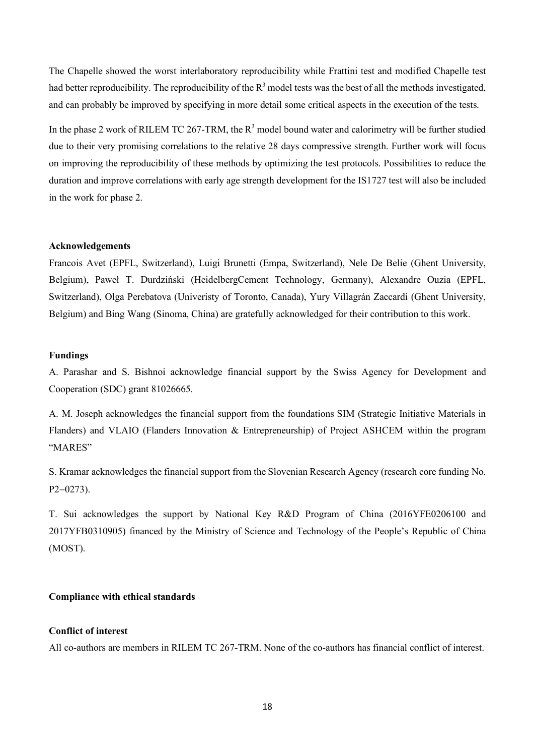The Chapelle showed the worst interlaboratory reproducibility while Frattini test and modified Chapelle test had better reproducibility. The reproducibility of the $R^3$ model tests was the best of all the methods investigated, and can probably be improved by specifying in more detail some critical aspects in the execution of the tests.

In the phase 2 work of RILEM TC 267-TRM, the $R^3$ model bound water and calorimetry will be further studied due to their very promising correlations to the relative 28 days compressive strength. Further work will focus on improving the reproducibility of these methods by optimizing the test protocols. Possibilities to reduce the duration and improve correlations with early age strength development for the IS1727 test will also be included in the work for phase 2.

## Acknowledgements

Francois Avet (EPFL, Switzerland), Luigi Brunetti (Empa, Switzerland), Nele De Belie (Ghent University, Belgium), Paweł T. Durdziński (HeidelbergCement Technology, Germany), Alexandre Ouzia (EPFL, Switzerland), Olga Perebatova (Univeristy of Toronto, Canada), Yury Villagrán Zaccardi (Ghent University, Belgium) and Bing Wang (Sinoma, China) are gratefully acknowledged for their contribution to this work.

## Fundings

A. Parashar and S. Bishnoi acknowledge financial support by the Swiss Agency for Development and Cooperation (SDC) grant 81026665.

A. M. Joseph acknowledges the financial support from the foundations SIM (Strategic Initiative Materials in Flanders) and VLAIO (Flanders Innovation & Entrepreneurship) of Project ASHCEM within the program "MARES"

S. Kramar acknowledges the financial support from the Slovenian Research Agency (research core funding No. P2−0273).

T. Sui acknowledges the support by National Key R&D Program of China (2016YFE0206100 and 2017YFB0310905) financed by the Ministry of Science and Technology of the People's Republic of China (MOST).

## Compliance with ethical standards

### Conflict of interest

All co-authors are members in RILEM TC 267-TRM. None of the co-authors has financial conflict of interest.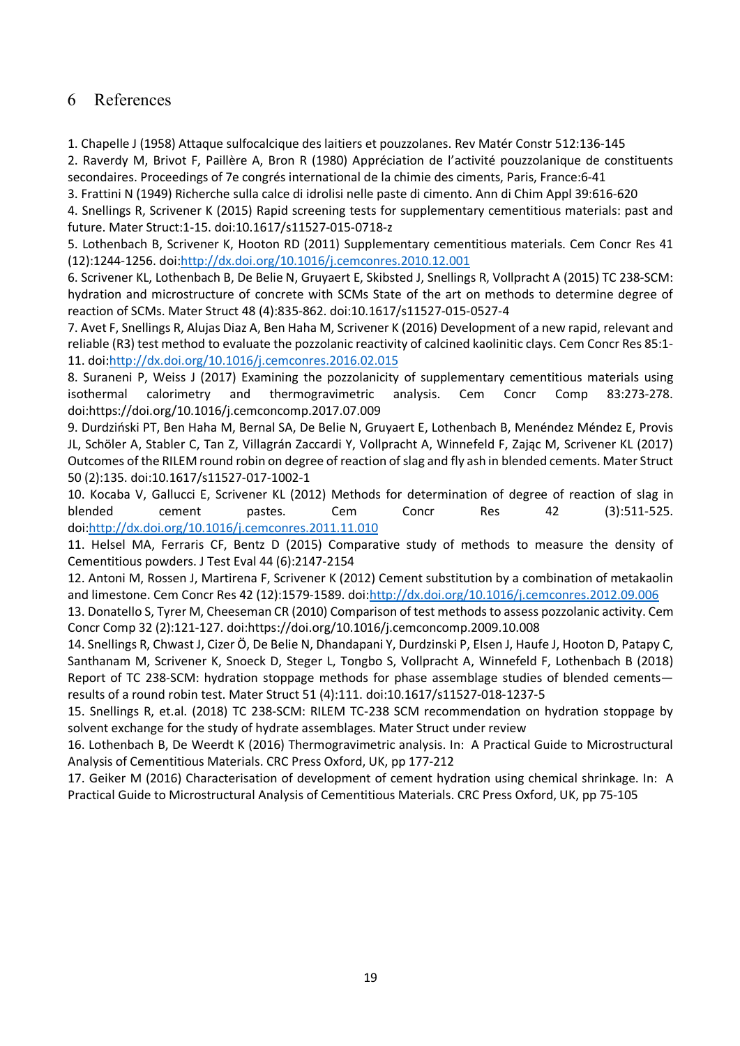# 6 References

1. Chapelle J (1958) Attaque sulfocalcique des laitiers et pouzzolanes. Rev Matér Constr 512:136-145
2. Raverdy M, Brivot F, Paillère A, Bron R (1980) Appréciation de l'activité pouzzolanique de constituents secondaires. Proceedings of 7e congrés international de la chimie des ciments, Paris, France:6-41
3. Frattini N (1949) Richerche sulla calce di idrolisi nelle paste di cimento. Ann di Chim Appl 39:616-620
4. Snellings R, Scrivener K (2015) Rapid screening tests for supplementary cementitious materials: past and future. Mater Struct:1-15. doi:10.1617/s11527-015-0718-z
5. Lothenbach B, Scrivener K, Hooton RD (2011) Supplementary cementitious materials. Cem Concr Res 41 (12):1244-1256. doi:http://dx.doi.org/10.1016/j.cemconres.2010.12.001
6. Scrivener KL, Lothenbach B, De Belie N, Gruyaert E, Skibsted J, Snellings R, Vollpracht A (2015) TC 238-SCM: hydration and microstructure of concrete with SCMs State of the art on methods to determine degree of reaction of SCMs. Mater Struct 48 (4):835-862. doi:10.1617/s11527-015-0527-4
7. Avet F, Snellings R, Alujas Diaz A, Ben Haha M, Scrivener K (2016) Development of a new rapid, relevant and reliable (R3) test method to evaluate the pozzolanic reactivity of calcined kaolinitic clays. Cem Concr Res 85:1-11. doi:http://dx.doi.org/10.1016/j.cemconres.2016.02.015
8. Suraneni P, Weiss J (2017) Examining the pozzolanicity of supplementary cementitious materials using isothermal calorimetry and thermogravimetric analysis. Cem Concr Comp 83:273-278. doi:https://doi.org/10.1016/j.cemconcomp.2017.07.009
9. Durdziński PT, Ben Haha M, Bernal SA, De Belie N, Gruyaert E, Lothenbach B, Menéndez Méndez E, Provis JL, Schöler A, Stabler C, Tan Z, Villagrán Zaccardi Y, Vollpracht A, Winnefeld F, Zając M, Scrivener KL (2017) Outcomes of the RILEM round robin on degree of reaction of slag and fly ash in blended cements. Mater Struct 50 (2):135. doi:10.1617/s11527-017-1002-1
10. Kocaba V, Gallucci E, Scrivener KL (2012) Methods for determination of degree of reaction of slag in blended cement pastes. Cem Concr Res 42 (3):511-525. doi:http://dx.doi.org/10.1016/j.cemconres.2011.11.010
11. Helsel MA, Ferraris CF, Bentz D (2015) Comparative study of methods to measure the density of Cementitious powders. J Test Eval 44 (6):2147-2154
12. Antoni M, Rossen J, Martirena F, Scrivener K (2012) Cement substitution by a combination of metakaolin and limestone. Cem Concr Res 42 (12):1579-1589. doi:http://dx.doi.org/10.1016/j.cemconres.2012.09.006
13. Donatello S, Tyrer M, Cheeseman CR (2010) Comparison of test methods to assess pozzolanic activity. Cem Concr Comp 32 (2):121-127. doi:https://doi.org/10.1016/j.cemconcomp.2009.10.008
14. Snellings R, Chwast J, Cizer Ö, De Belie N, Dhandapani Y, Durdzinski P, Elsen J, Haufe J, Hooton D, Patapy C, Santhanam M, Scrivener K, Snoeck D, Steger L, Tongbo S, Vollpracht A, Winnefeld F, Lothenbach B (2018) Report of TC 238-SCM: hydration stoppage methods for phase assemblage studies of blended cements—results of a round robin test. Mater Struct 51 (4):111. doi:10.1617/s11527-018-1237-5
15. Snellings R, et.al. (2018) TC 238-SCM: RILEM TC-238 SCM recommendation on hydration stoppage by solvent exchange for the study of hydrate assemblages. Mater Struct under review
16. Lothenbach B, De Weerdt K (2016) Thermogravimetric analysis. In: A Practical Guide to Microstructural Analysis of Cementitious Materials. CRC Press Oxford, UK, pp 177-212
17. Geiker M (2016) Characterisation of development of cement hydration using chemical shrinkage. In: A Practical Guide to Microstructural Analysis of Cementitious Materials. CRC Press Oxford, UK, pp 75-105